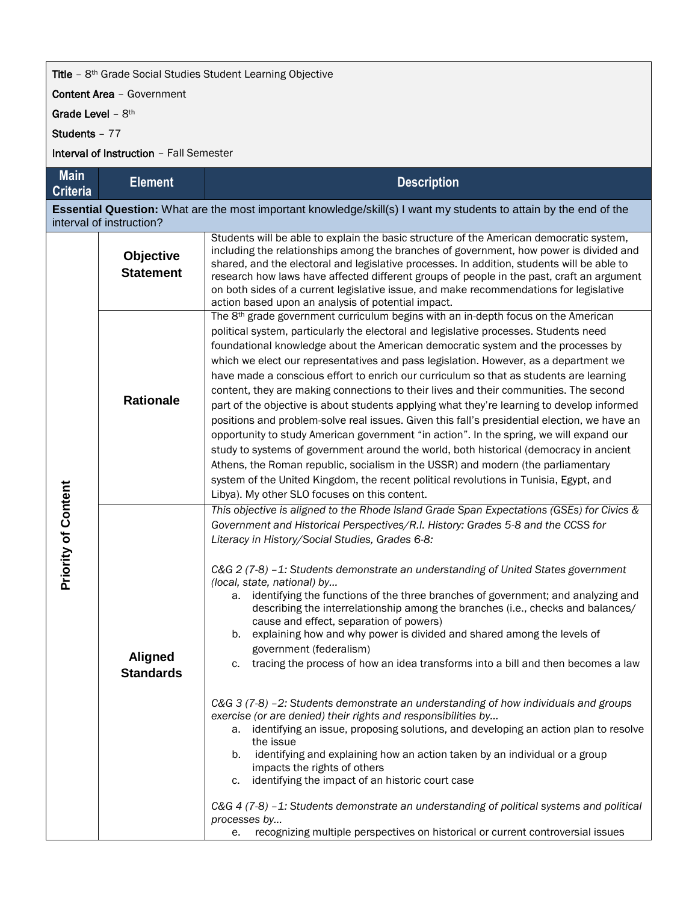**Title** – 8th Grade Social Studies Student Learning Objective

**Content Area** – Government

**Grade Level** – 8th

**Students** – 77

**Interval of Instruction** – Fall Semester

| Main Criteria | Element | Description |
|---|---|---|
| **Essential Question:** What are the most important knowledge/skill(s) I want my students to attain by the end of the interval of instruction? | | |
| Priority of Content | **Objective Statement** | Students will be able to explain the basic structure of the American democratic system, including the relationships among the branches of government, how power is divided and shared, and the electoral and legislative processes. In addition, students will be able to research how laws have affected different groups of people in the past, craft an argument on both sides of a current legislative issue, and make recommendations for legislative action based upon an analysis of potential impact. |
| | **Rationale** | The 8th grade government curriculum begins with an in-depth focus on the American political system, particularly the electoral and legislative processes. Students need foundational knowledge about the American democratic system and the processes by which we elect our representatives and pass legislation. However, as a department we have made a conscious effort to enrich our curriculum so that as students are learning content, they are making connections to their lives and their communities. The second part of the objective is about students applying what they're learning to develop informed positions and problem-solve real issues. Given this fall's presidential election, we have an opportunity to study American government "in action". In the spring, we will expand our study to systems of government around the world, both historical (democracy in ancient Athens, the Roman republic, socialism in the USSR) and modern (the parliamentary system of the United Kingdom, the recent political revolutions in Tunisia, Egypt, and Libya). My other SLO focuses on this content. |
| | **Aligned Standards** | *This objective is aligned to the Rhode Island Grade Span Expectations (GSEs) for Civics & Government and Historical Perspectives/R.I. History: Grades 5-8 and the CCSS for Literacy in History/Social Studies, Grades 6-8:*<br><br>*C&G 2 (7-8) –1: Students demonstrate an understanding of United States government (local, state, national) by…*<br>a. identifying the functions of the three branches of government; and analyzing and describing the interrelationship among the branches (i.e., checks and balances/ cause and effect, separation of powers)<br>b. explaining how and why power is divided and shared among the levels of government (federalism)<br>c. tracing the process of how an idea transforms into a bill and then becomes a law<br><br>*C&G 3 (7-8) –2: Students demonstrate an understanding of how individuals and groups exercise (or are denied) their rights and responsibilities by…*<br>a. identifying an issue, proposing solutions, and developing an action plan to resolve the issue<br>b. identifying and explaining how an action taken by an individual or a group impacts the rights of others<br>c. identifying the impact of an historic court case<br><br>*C&G 4 (7-8) –1: Students demonstrate an understanding of political systems and political processes by…*<br>e. recognizing multiple perspectives on historical or current controversial issues |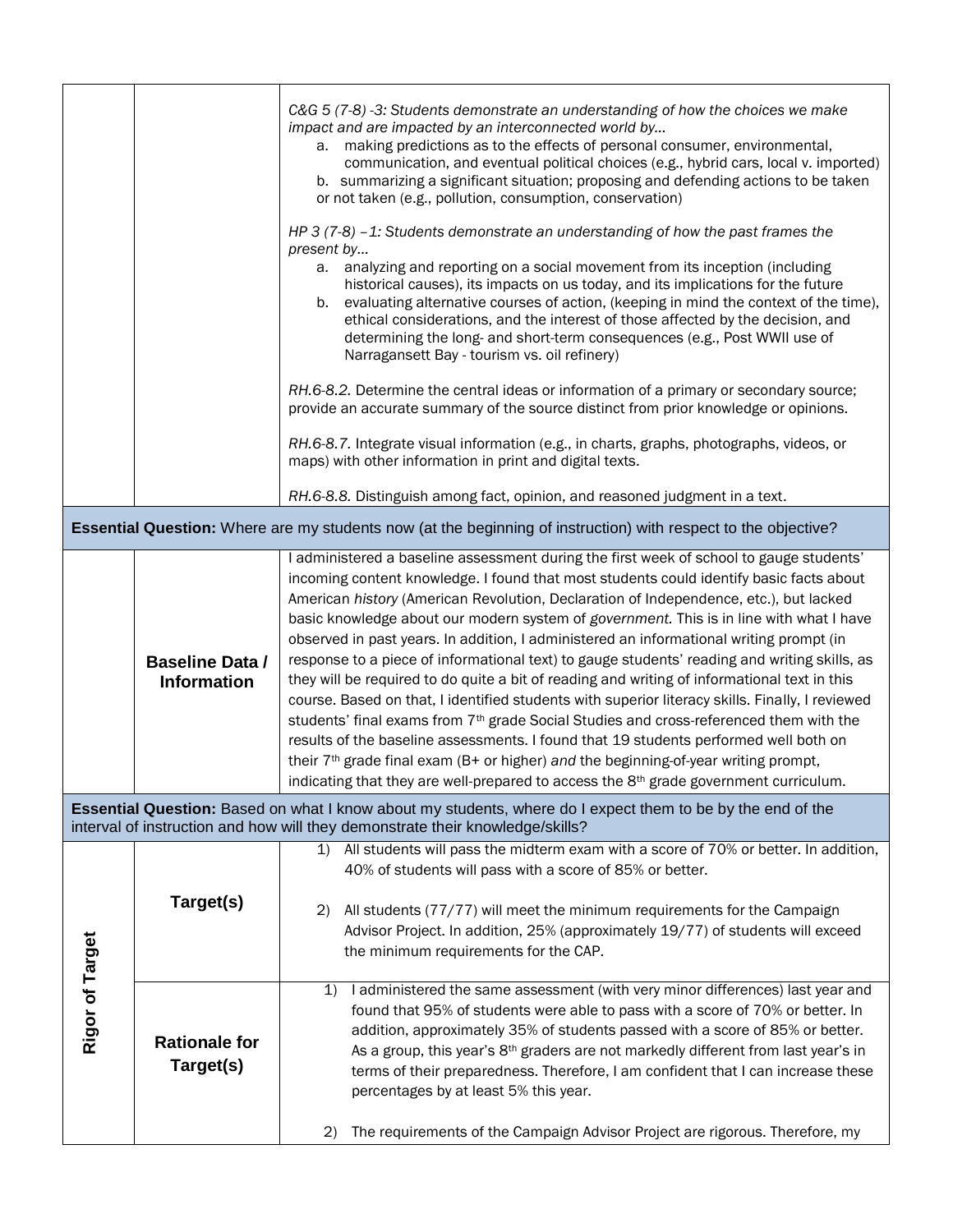| | | |
|---|---|---|
| | | *C&G 5 (7-8) -3: Students demonstrate an understanding of how the choices we make impact and are impacted by an interconnected world by…*<br>a. making predictions as to the effects of personal consumer, environmental, communication, and eventual political choices (e.g., hybrid cars, local v. imported)<br>b. summarizing a significant situation; proposing and defending actions to be taken or not taken (e.g., pollution, consumption, conservation)<br><br>*HP 3 (7-8) –1: Students demonstrate an understanding of how the past frames the present by…*<br>a. analyzing and reporting on a social movement from its inception (including historical causes), its impacts on us today, and its implications for the future<br>b. evaluating alternative courses of action, (keeping in mind the context of the time), ethical considerations, and the interest of those affected by the decision, and determining the long- and short-term consequences (e.g., Post WWII use of Narragansett Bay - tourism vs. oil refinery)<br><br>*RH.6-8.2.* Determine the central ideas or information of a primary or secondary source; provide an accurate summary of the source distinct from prior knowledge or opinions.<br><br>*RH.6-8.7.* Integrate visual information (e.g., in charts, graphs, photographs, videos, or maps) with other information in print and digital texts.<br><br>*RH.6-8.8.* Distinguish among fact, opinion, and reasoned judgment in a text. |
| **Essential Question:** Where are my students now (at the beginning of instruction) with respect to the objective? | | |
| | **Baseline Data / Information** | I administered a baseline assessment during the first week of school to gauge students' incoming content knowledge. I found that most students could identify basic facts about American *history* (American Revolution, Declaration of Independence, etc.), but lacked basic knowledge about our modern system of *government*. This is in line with what I have observed in past years. In addition, I administered an informational writing prompt (in response to a piece of informational text) to gauge students' reading and writing skills, as they will be required to do quite a bit of reading and writing of informational text in this course. Based on that, I identified students with superior literacy skills. Finally, I reviewed students' final exams from 7th grade Social Studies and cross-referenced them with the results of the baseline assessments. I found that 19 students performed well both on their 7th grade final exam (B+ or higher) *and* the beginning-of-year writing prompt, indicating that they are well-prepared to access the 8th grade government curriculum. |
| **Essential Question:** Based on what I know about my students, where do I expect them to be by the end of the interval of instruction and how will they demonstrate their knowledge/skills? | | |
| **Rigor of Target** | **Target(s)** | 1) All students will pass the midterm exam with a score of 70% or better. In addition, 40% of students will pass with a score of 85% or better.<br><br>2) All students (77/77) will meet the minimum requirements for the Campaign Advisor Project. In addition, 25% (approximately 19/77) of students will exceed the minimum requirements for the CAP. |
| | **Rationale for Target(s)** | 1) I administered the same assessment (with very minor differences) last year and found that 95% of students were able to pass with a score of 70% or better. In addition, approximately 35% of students passed with a score of 85% or better. As a group, this year's 8th graders are not markedly different from last year's in terms of their preparedness. Therefore, I am confident that I can increase these percentages by at least 5% this year.<br><br>2) The requirements of the Campaign Advisor Project are rigorous. Therefore, my |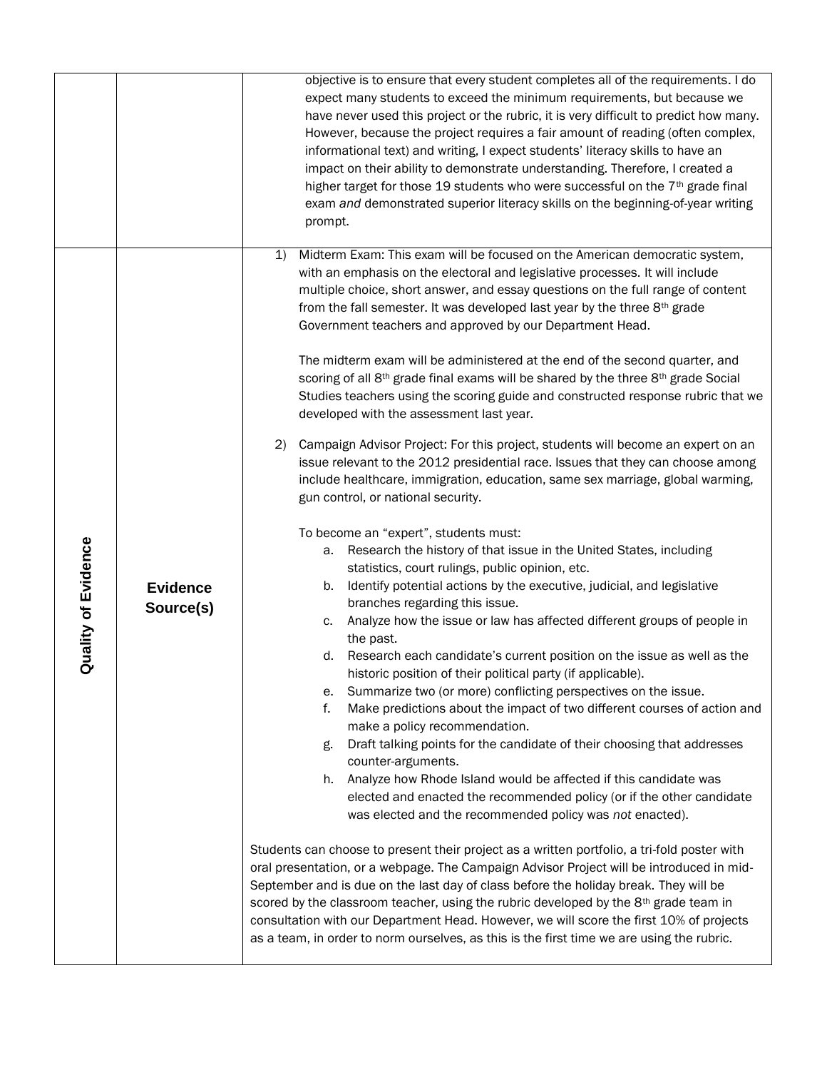| | | |
|---|---|---|
| | | objective is to ensure that every student completes all of the requirements. I do expect many students to exceed the minimum requirements, but because we have never used this project or the rubric, it is very difficult to predict how many. However, because the project requires a fair amount of reading (often complex, informational text) and writing, I expect students' literacy skills to have an impact on their ability to demonstrate understanding. Therefore, I created a higher target for those 19 students who were successful on the 7th grade final exam *and* demonstrated superior literacy skills on the beginning-of-year writing prompt. |
| **Quality of Evidence** | **Evidence Source(s)** | 1) Midterm Exam: This exam will be focused on the American democratic system, with an emphasis on the electoral and legislative processes. It will include multiple choice, short answer, and essay questions on the full range of content from the fall semester. It was developed last year by the three 8th grade Government teachers and approved by our Department Head.<br><br>The midterm exam will be administered at the end of the second quarter, and scoring of all 8th grade final exams will be shared by the three 8th grade Social Studies teachers using the scoring guide and constructed response rubric that we developed with the assessment last year.<br><br>2) Campaign Advisor Project: For this project, students will become an expert on an issue relevant to the 2012 presidential race. Issues that they can choose among include healthcare, immigration, education, same sex marriage, global warming, gun control, or national security.<br><br>To become an "expert", students must:<br>a. Research the history of that issue in the United States, including statistics, court rulings, public opinion, etc.<br>b. Identify potential actions by the executive, judicial, and legislative branches regarding this issue.<br>c. Analyze how the issue or law has affected different groups of people in the past.<br>d. Research each candidate's current position on the issue as well as the historic position of their political party (if applicable).<br>e. Summarize two (or more) conflicting perspectives on the issue.<br>f. Make predictions about the impact of two different courses of action and make a policy recommendation.<br>g. Draft talking points for the candidate of their choosing that addresses counter-arguments.<br>h. Analyze how Rhode Island would be affected if this candidate was elected and enacted the recommended policy (or if the other candidate was elected and the recommended policy was *not* enacted).<br><br>Students can choose to present their project as a written portfolio, a tri-fold poster with oral presentation, or a webpage. The Campaign Advisor Project will be introduced in mid-September and is due on the last day of class before the holiday break. They will be scored by the classroom teacher, using the rubric developed by the 8th grade team in consultation with our Department Head. However, we will score the first 10% of projects as a team, in order to norm ourselves, as this is the first time we are using the rubric. |